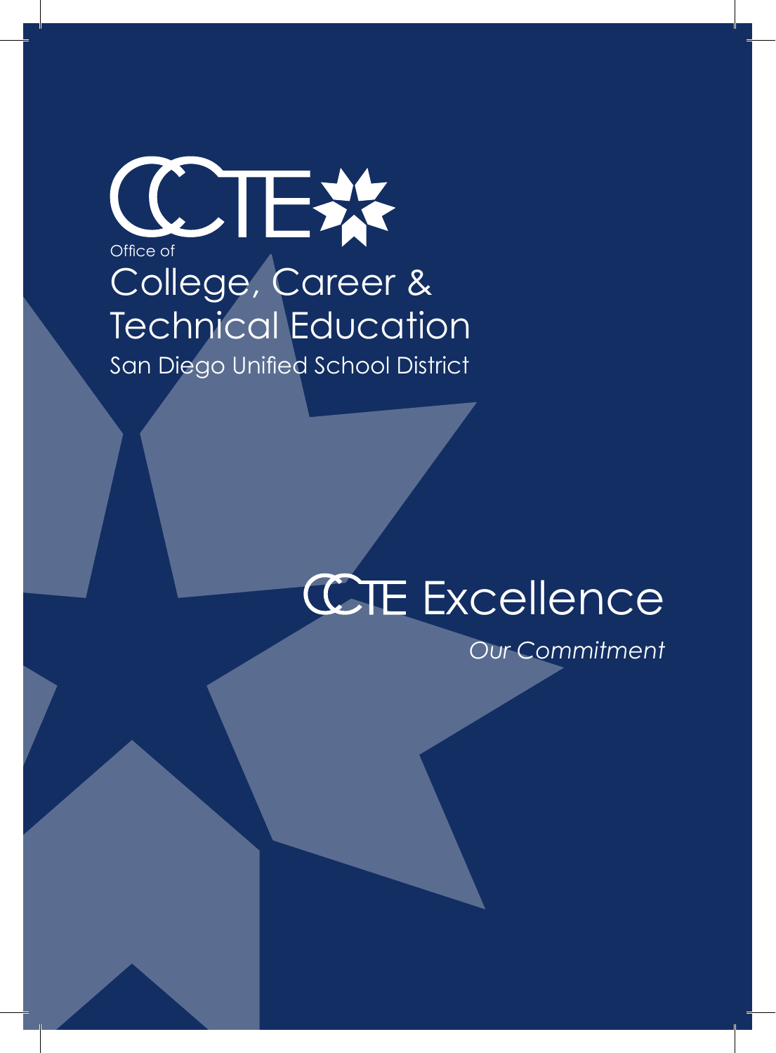# CCTE

Office of

## College, Career & Technical Education

San Diego Unified School District

# CCTE Excellence

*Our Commitment*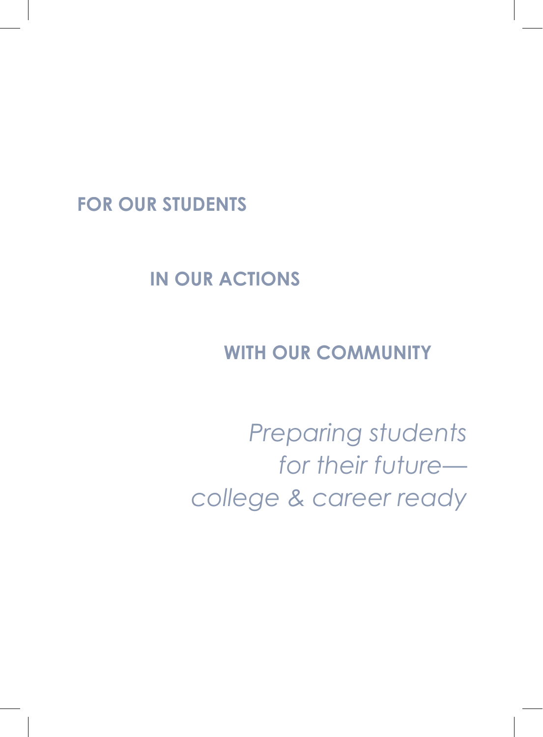**FOR OUR STUDENTS**

**IN OUR ACTIONS**

**WITH OUR COMMUNITY**

*Preparing students*
*for their future—*
*college & career ready*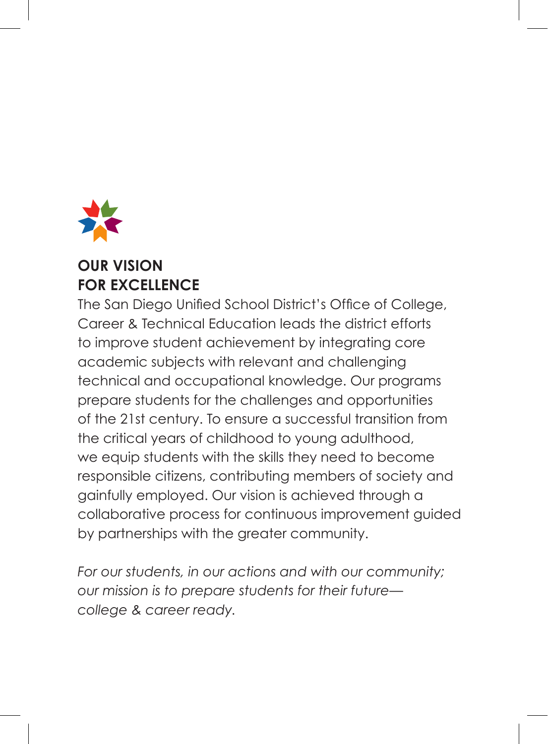## OUR VISION FOR EXCELLENCE

The San Diego Unified School District's Office of College, Career & Technical Education leads the district efforts to improve student achievement by integrating core academic subjects with relevant and challenging technical and occupational knowledge. Our programs prepare students for the challenges and opportunities of the 21st century. To ensure a successful transition from the critical years of childhood to young adulthood, we equip students with the skills they need to become responsible citizens, contributing members of society and gainfully employed. Our vision is achieved through a collaborative process for continuous improvement guided by partnerships with the greater community.

*For our students, in our actions and with our community; our mission is to prepare students for their future—college & career ready.*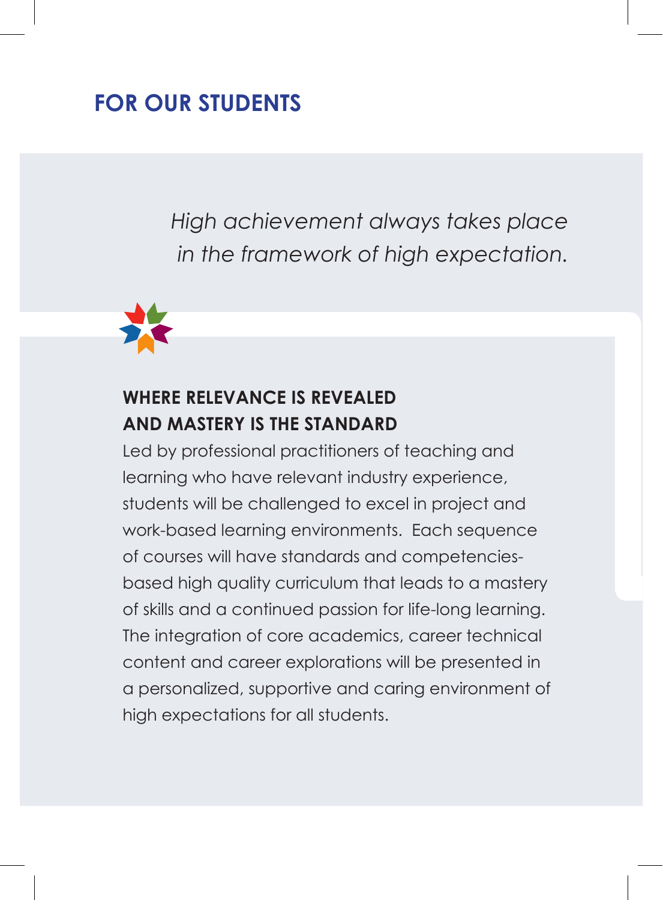# FOR OUR STUDENTS

*High achievement always takes place in the framework of high expectation.*

## WHERE RELEVANCE IS REVEALED AND MASTERY IS THE STANDARD

Led by professional practitioners of teaching and learning who have relevant industry experience, students will be challenged to excel in project and work-based learning environments. Each sequence of courses will have standards and competencies-based high quality curriculum that leads to a mastery of skills and a continued passion for life-long learning. The integration of core academics, career technical content and career explorations will be presented in a personalized, supportive and caring environment of high expectations for all students.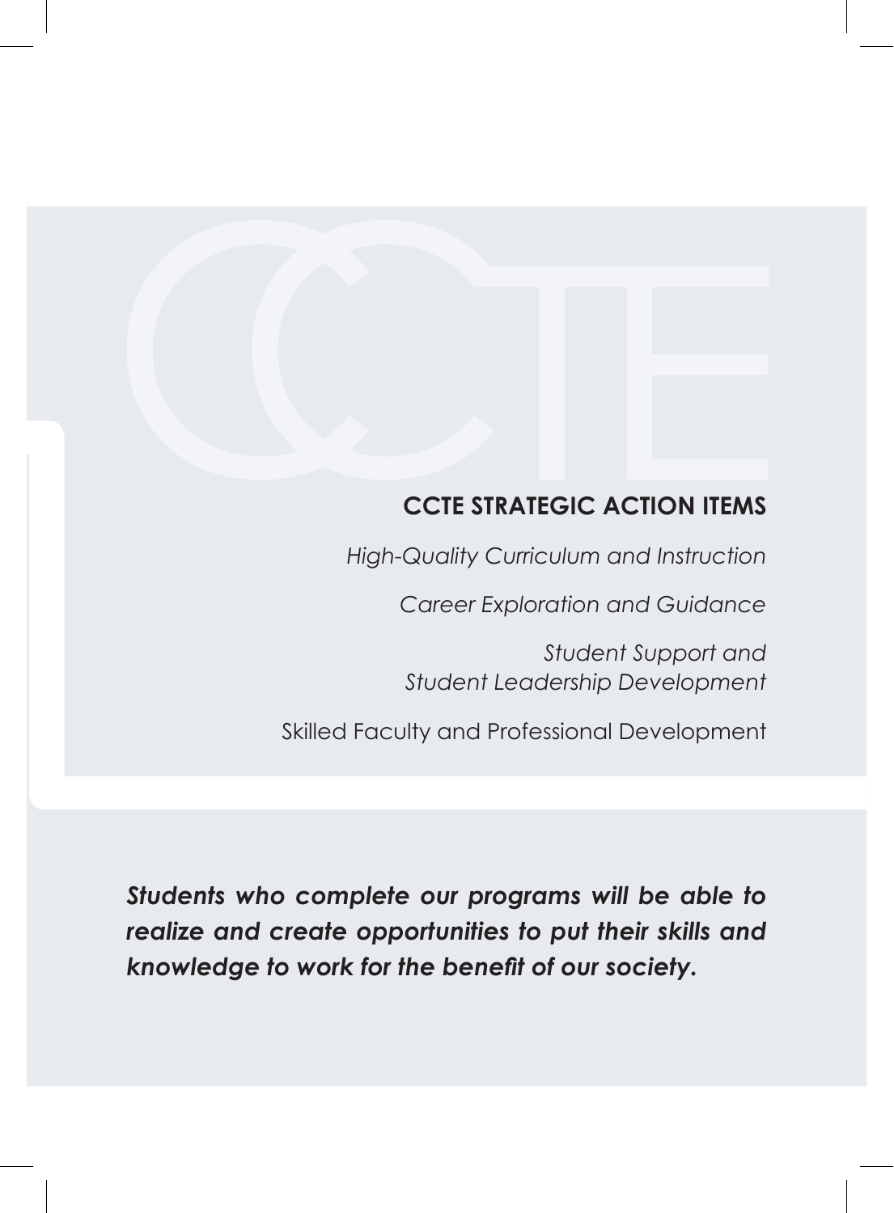## CCTE STRATEGIC ACTION ITEMS

*High-Quality Curriculum and Instruction*

*Career Exploration and Guidance*

*Student Support and*
*Student Leadership Development*

Skilled Faculty and Professional Development

***Students who complete our programs will be able to realize and create opportunities to put their skills and knowledge to work for the benefit of our society.***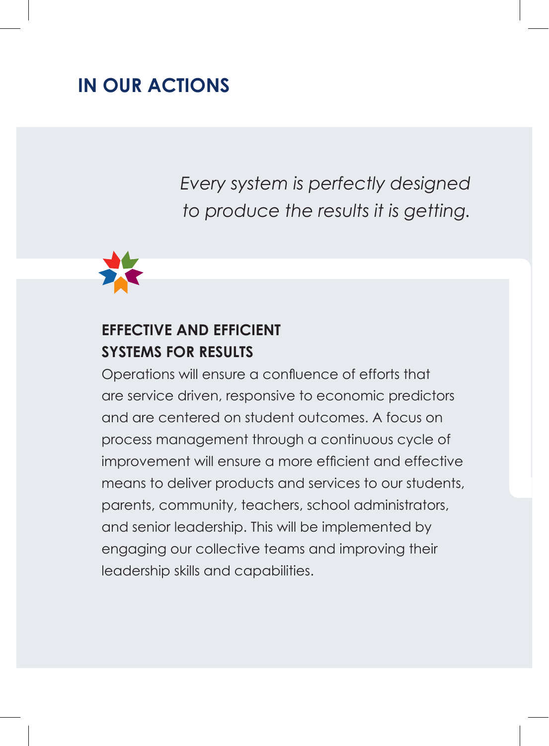# IN OUR ACTIONS

*Every system is perfectly designed to produce the results it is getting.*

## EFFECTIVE AND EFFICIENT SYSTEMS FOR RESULTS

Operations will ensure a confluence of efforts that are service driven, responsive to economic predictors and are centered on student outcomes. A focus on process management through a continuous cycle of improvement will ensure a more efficient and effective means to deliver products and services to our students, parents, community, teachers, school administrators, and senior leadership. This will be implemented by engaging our collective teams and improving their leadership skills and capabilities.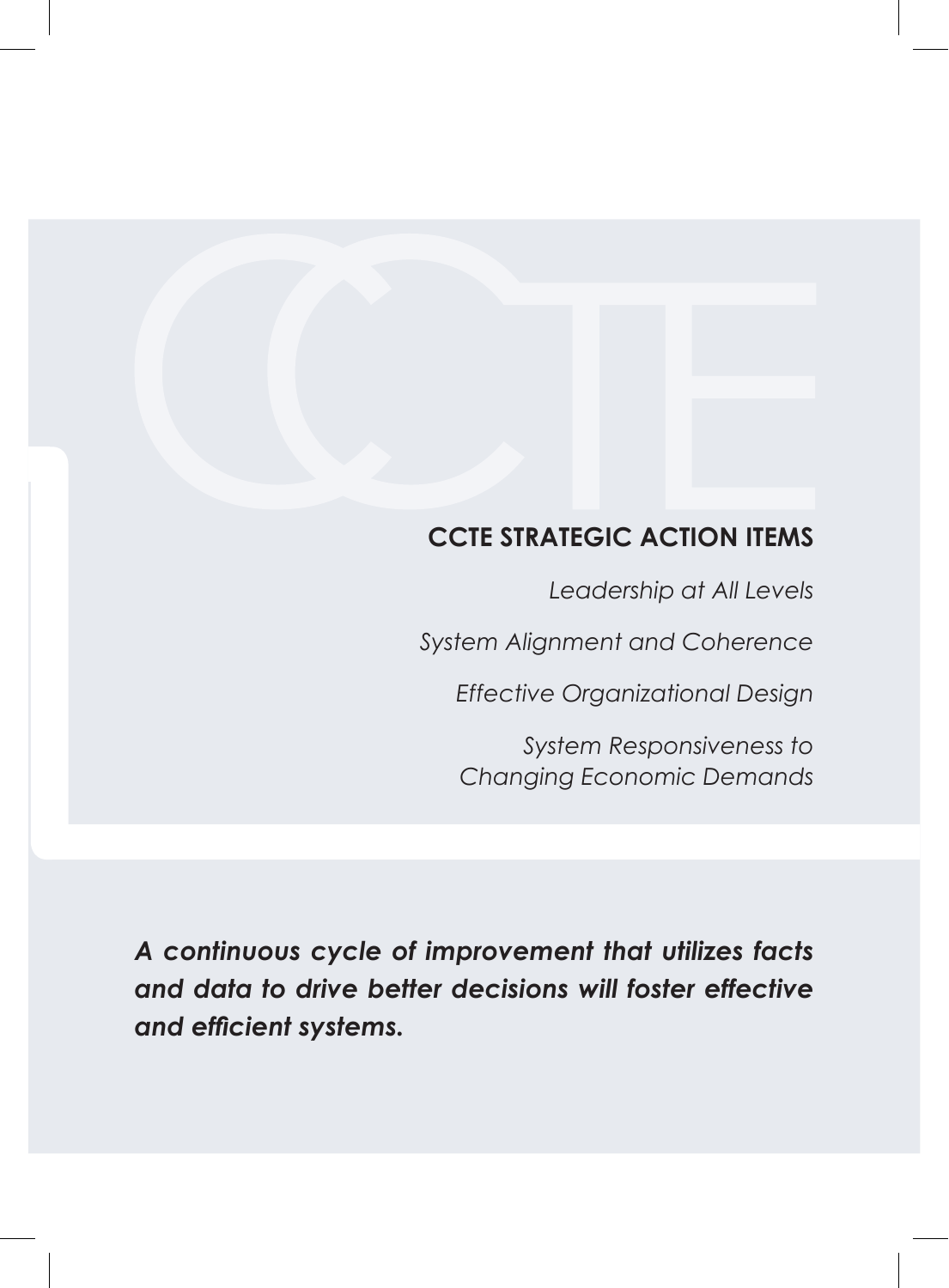## CCTE STRATEGIC ACTION ITEMS

*Leadership at All Levels*

*System Alignment and Coherence*

*Effective Organizational Design*

*System Responsiveness to Changing Economic Demands*

***A continuous cycle of improvement that utilizes facts and data to drive better decisions will foster effective and efficient systems.***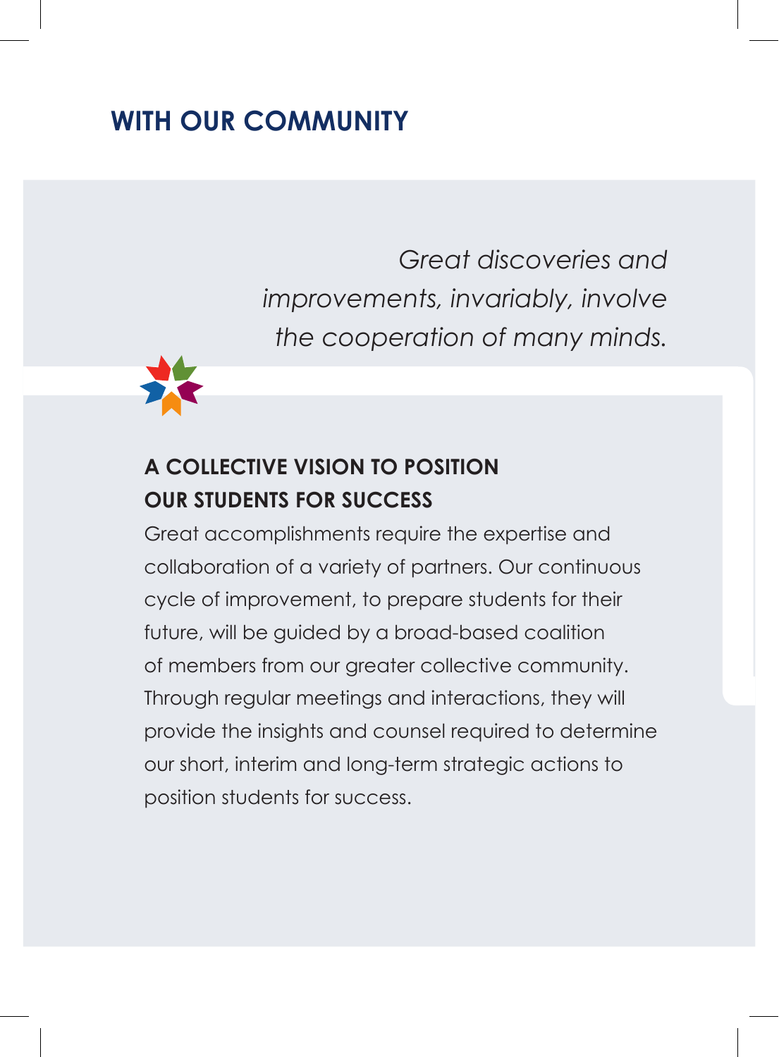## WITH OUR COMMUNITY

*Great discoveries and improvements, invariably, involve the cooperation of many minds.*

### A COLLECTIVE VISION TO POSITION OUR STUDENTS FOR SUCCESS

Great accomplishments require the expertise and collaboration of a variety of partners. Our continuous cycle of improvement, to prepare students for their future, will be guided by a broad-based coalition of members from our greater collective community. Through regular meetings and interactions, they will provide the insights and counsel required to determine our short, interim and long-term strategic actions to position students for success.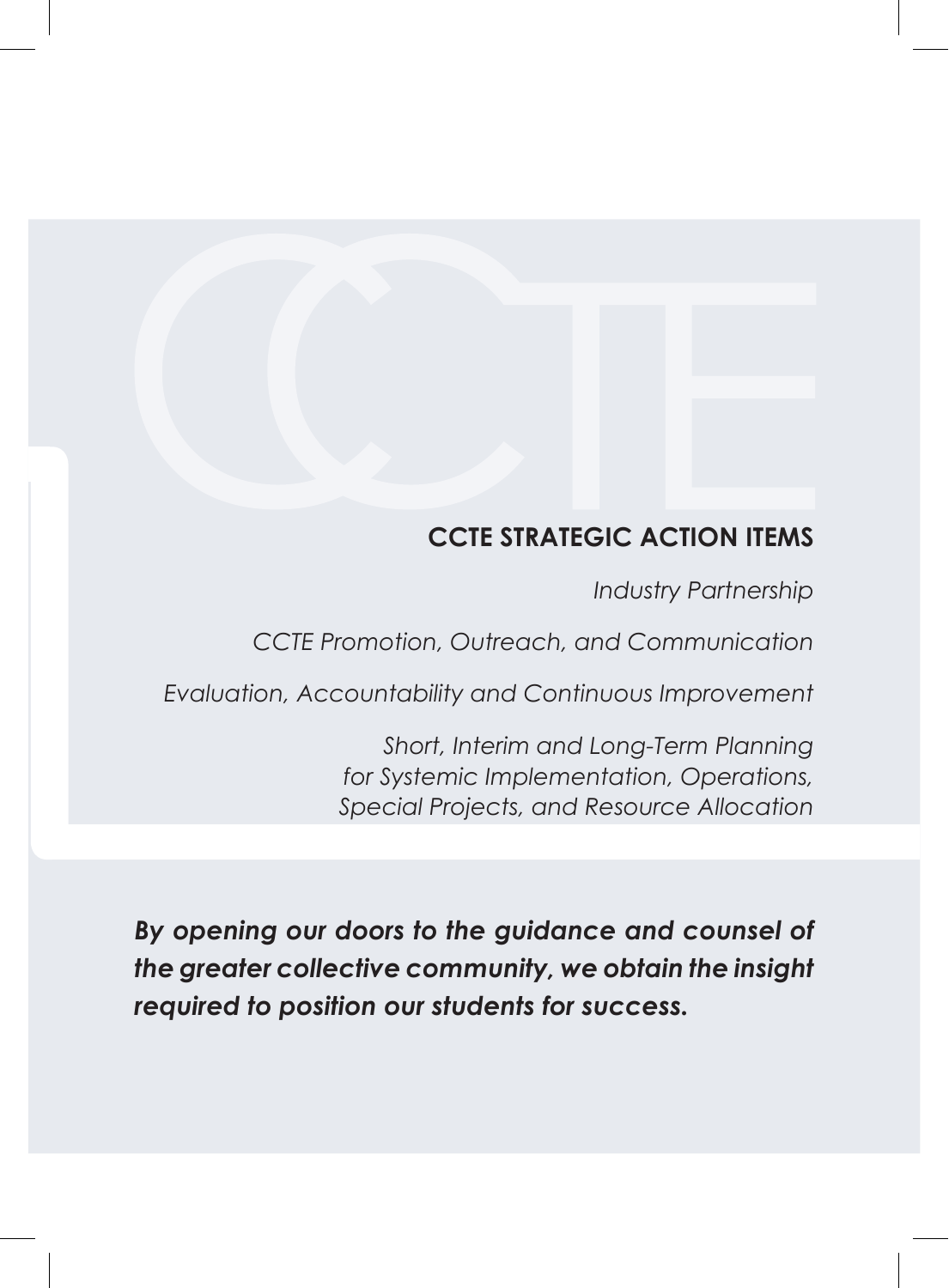## CCTE STRATEGIC ACTION ITEMS

*Industry Partnership*

*CCTE Promotion, Outreach, and Communication*

*Evaluation, Accountability and Continuous Improvement*

*Short, Interim and Long-Term Planning for Systemic Implementation, Operations, Special Projects, and Resource Allocation*

***By opening our doors to the guidance and counsel of the greater collective community, we obtain the insight required to position our students for success.***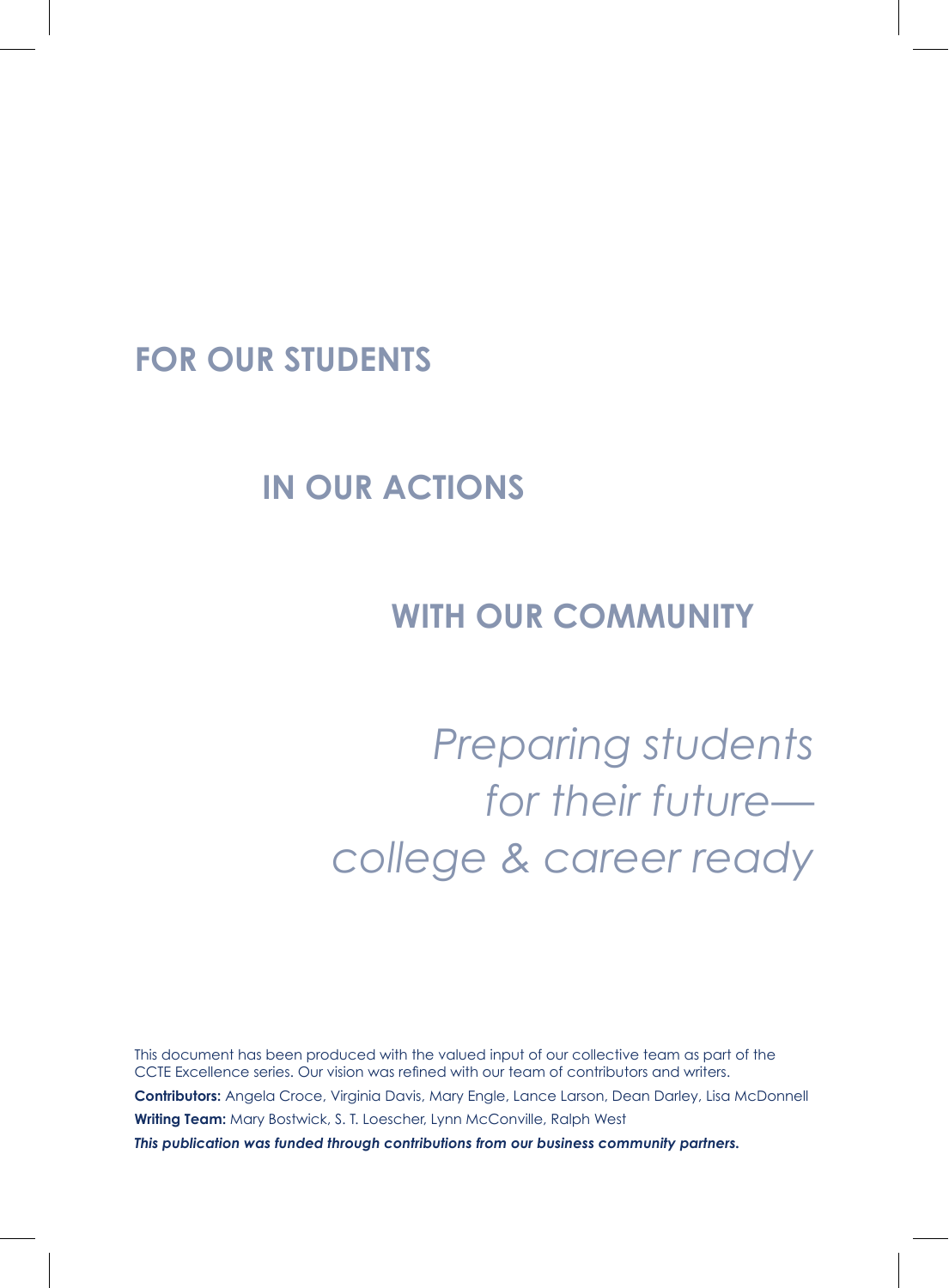## FOR OUR STUDENTS

## IN OUR ACTIONS

## WITH OUR COMMUNITY

*Preparing students for their future—college & career ready*

This document has been produced with the valued input of our collective team as part of the CCTE Excellence series. Our vision was refined with our team of contributors and writers.

**Contributors:** Angela Croce, Virginia Davis, Mary Engle, Lance Larson, Dean Darley, Lisa McDonnell

**Writing Team:** Mary Bostwick, S. T. Loescher, Lynn McConville, Ralph West

***This publication was funded through contributions from our business community partners.***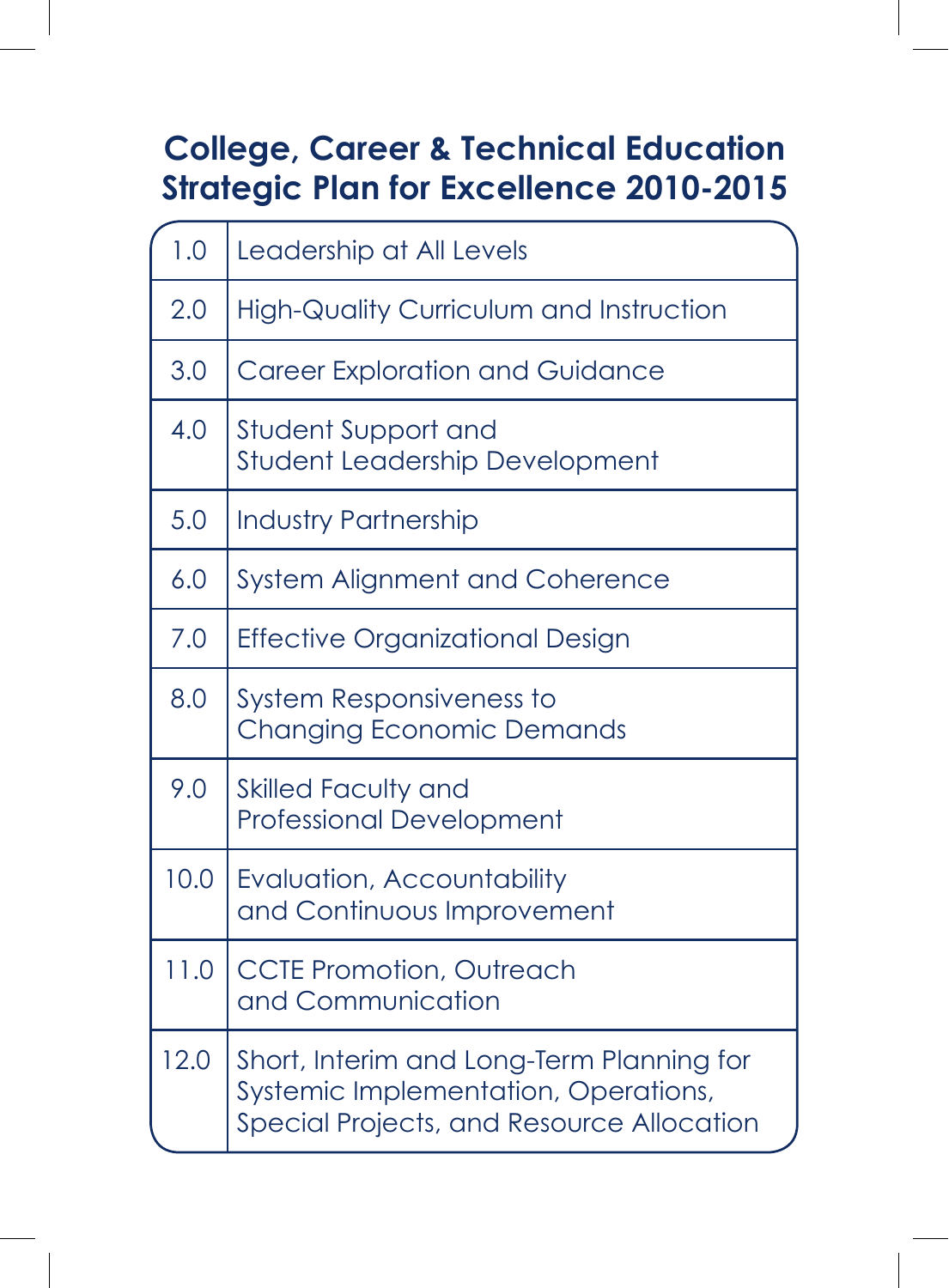# College, Career & Technical Education Strategic Plan for Excellence 2010-2015

| | |
|---|---|
| 1.0 | Leadership at All Levels |
| 2.0 | High-Quality Curriculum and Instruction |
| 3.0 | Career Exploration and Guidance |
| 4.0 | Student Support and Student Leadership Development |
| 5.0 | Industry Partnership |
| 6.0 | System Alignment and Coherence |
| 7.0 | Effective Organizational Design |
| 8.0 | System Responsiveness to Changing Economic Demands |
| 9.0 | Skilled Faculty and Professional Development |
| 10.0 | Evaluation, Accountability and Continuous Improvement |
| 11.0 | CCTE Promotion, Outreach and Communication |
| 12.0 | Short, Interim and Long-Term Planning for Systemic Implementation, Operations, Special Projects, and Resource Allocation |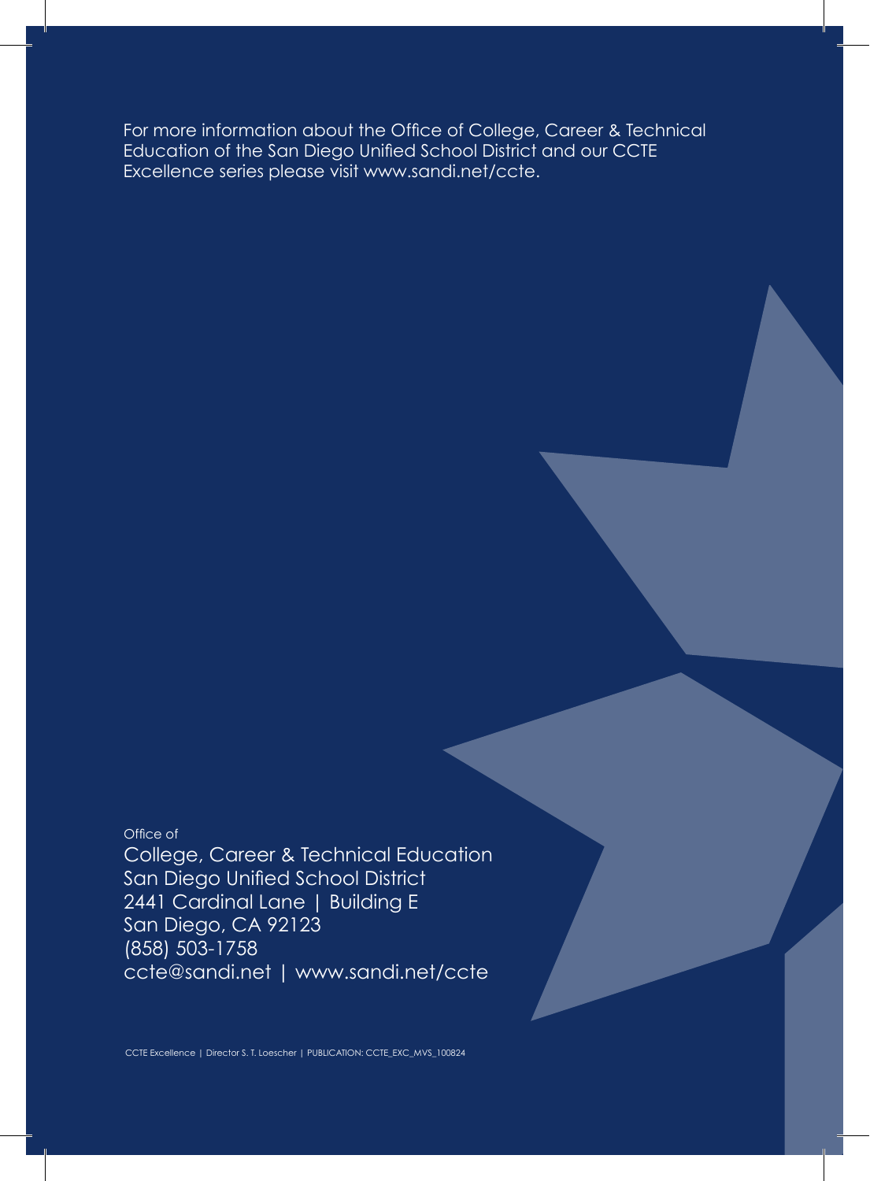For more information about the Office of College, Career & Technical Education of the San Diego Unified School District and our CCTE Excellence series please visit www.sandi.net/ccte.

Office of

College, Career & Technical Education
San Diego Unified School District
2441 Cardinal Lane | Building E
San Diego, CA 92123
(858) 503-1758
ccte@sandi.net | www.sandi.net/ccte

CCTE Excellence | Director S. T. Loescher | PUBLICATION: CCTE_EXC_MVS_100824